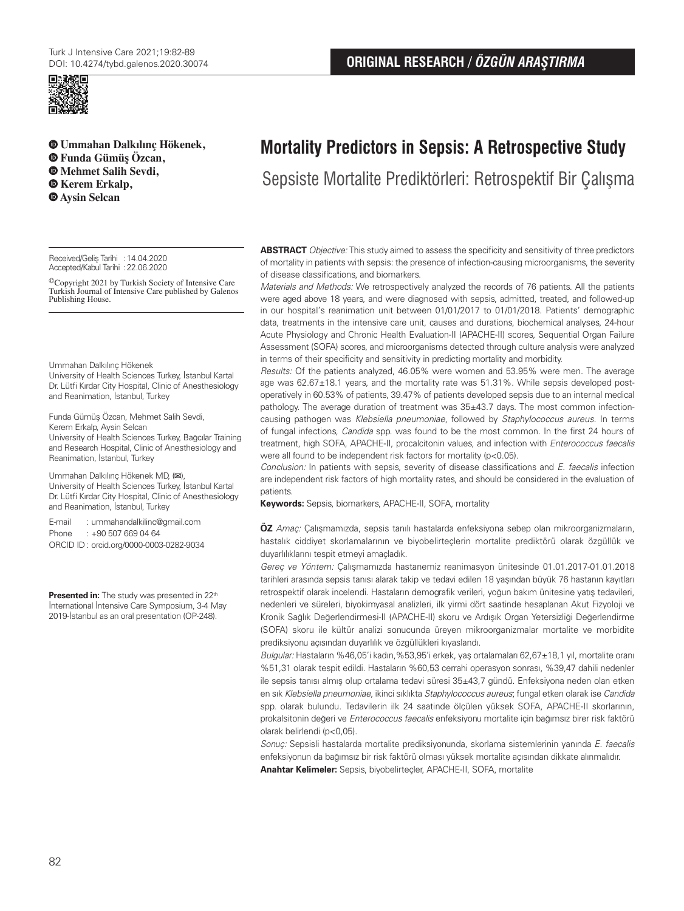ORIGINAL RESEARCH / *ÖZGÜN ARAŞTIRMA*

# Mortality Predictors in Sepsis: A Retrospective Study

## Sepsiste Mortalite Prediktörleri: Retrospektif Bir Çalışma

**Ummahan Dalkılınç Hökenek, Funda Gümüş Özcan, Mehmet Salih Sevdi, Kerem Erkalp, Aysin Selcan**

Received/Geliş Tarihi : 14.04.2020
Accepted/Kabul Tarihi : 22.06.2020

©Copyright 2021 by Turkish Society of Intensive Care Turkish Journal of Intensive Care published by Galenos Publishing House.

Ummahan Dalkılınç Hökenek
University of Health Sciences Turkey, İstanbul Kartal Dr. Lütfi Kırdar City Hospital, Clinic of Anesthesiology and Reanimation, İstanbul, Turkey

Funda Gümüş Özcan, Mehmet Salih Sevdi, Kerem Erkalp, Aysin Selcan
University of Health Sciences Turkey, Bağcılar Training and Research Hospital, Clinic of Anesthesiology and Reanimation, İstanbul, Turkey

Ummahan Dalkılınç Hökenek MD, (✉),
University of Health Sciences Turkey, İstanbul Kartal Dr. Lütfi Kırdar City Hospital, Clinic of Anesthesiology and Reanimation, İstanbul, Turkey

E-mail : ummahandalkilinc@gmail.com
Phone : +90 507 669 04 64
ORCID ID : orcid.org/0000-0003-0282-9034

**Presented in:** The study was presented in 22th International Intensive Care Symposium, 3-4 May 2019-İstanbul as an oral presentation (OP-248).

**ABSTRACT** *Objective:* This study aimed to assess the specificity and sensitivity of three predictors of mortality in patients with sepsis: the presence of infection-causing microorganisms, the severity of disease classifications, and biomarkers.

*Materials and Methods:* We retrospectively analyzed the records of 76 patients. All the patients were aged above 18 years, and were diagnosed with sepsis, admitted, treated, and followed-up in our hospital's reanimation unit between 01/01/2017 to 01/01/2018. Patients' demographic data, treatments in the intensive care unit, causes and durations, biochemical analyses, 24-hour Acute Physiology and Chronic Health Evaluation-II (APACHE-II) scores, Sequential Organ Failure Assessment (SOFA) scores, and microorganisms detected through culture analysis were analyzed in terms of their specificity and sensitivity in predicting mortality and morbidity.

*Results:* Of the patients analyzed, 46.05% were women and 53.95% were men. The average age was 62.67±18.1 years, and the mortality rate was 51.31%. While sepsis developed post-operatively in 60.53% of patients, 39.47% of patients developed sepsis due to an internal medical pathology. The average duration of treatment was 35±43.7 days. The most common infection-causing pathogen was *Klebsiella pneumoniae*, followed by *Staphylococcus aureus*. In terms of fungal infections, *Candida* spp. was found to be the most common. In the first 24 hours of treatment, high SOFA, APACHE-II, procalcitonin values, and infection with *Enterococcus faecalis* were all found to be independent risk factors for mortality ($p<0.05$).

*Conclusion:* In patients with sepsis, severity of disease classifications and *E. faecalis* infection are independent risk factors of high mortality rates, and should be considered in the evaluation of patients.

**Keywords:** Sepsis, biomarkers, APACHE-II, SOFA, mortality

**ÖZ** *Amaç:* Çalışmamızda, sepsis tanılı hastalarda enfeksiyona sebep olan mikroorganizmaların, hastalık ciddiyet skorlamalarının ve biyobelirteçlerin mortalite prediktörü olarak özgüllük ve duyarlılıklarını tespit etmeyi amaçladık.

*Gereç ve Yöntem:* Çalışmamızda hastanemiz reanimasyon ünitesinde 01.01.2017-01.01.2018 tarihleri arasında sepsis tanısı alarak takip ve tedavi edilen 18 yaşından büyük 76 hastanın kayıtları retrospektif olarak incelendi. Hastaların demografik verileri, yoğun bakım ünitesine yatış tedavileri, nedenleri ve süreleri, biyokimyasal analizleri, ilk yirmi dört saatinde hesaplanan Akut Fizyoloji ve Kronik Sağlık Değerlendirmesi-II (APACHE-II) skoru ve Ardışık Organ Yetersizliği Değerlendirme (SOFA) skoru ile kültür analizi sonucunda üreyen mikroorganizmalar mortalite ve morbidite prediksiyonu açısından duyarlılık ve özgüllükleri kıyaslandı.

*Bulgular:* Hastaların %46,05'i kadın,%53,95'i erkek, yaş ortalamaları 62,67±18,1 yıl, mortalite oranı %51,31 olarak tespit edildi. Hastaların %60,53 cerrahi operasyon sonrası, %39,47 dahili nedenler ile sepsis tanısı almış olup ortalama tedavi süresi 35±43,7 gündü. Enfeksiyona neden olan etken en sık *Klebsiella pneumoniae*, ikinci sıklıkta *Staphylococcus aureus*; fungal etken olarak ise *Candida* spp. olarak bulundu. Tedavilerin ilk 24 saatinde ölçülen yüksek SOFA, APACHE-II skorlarının, prokalsitonin değeri ve *Enterococcus faecalis* enfeksiyonu mortalite için bağımsız birer risk faktörü olarak belirlendi ($p<0{,}05$).

*Sonuç:* Sepsisli hastalarda mortalite prediksiyonunda, skorlama sistemlerinin yanında *E. faecalis* enfeksiyonun da bağımsız bir risk faktörü olması yüksek mortalite açısından dikkate alınmalıdır.

**Anahtar Kelimeler:** Sepsis, biyobelirteçler, APACHE-II, SOFA, mortalite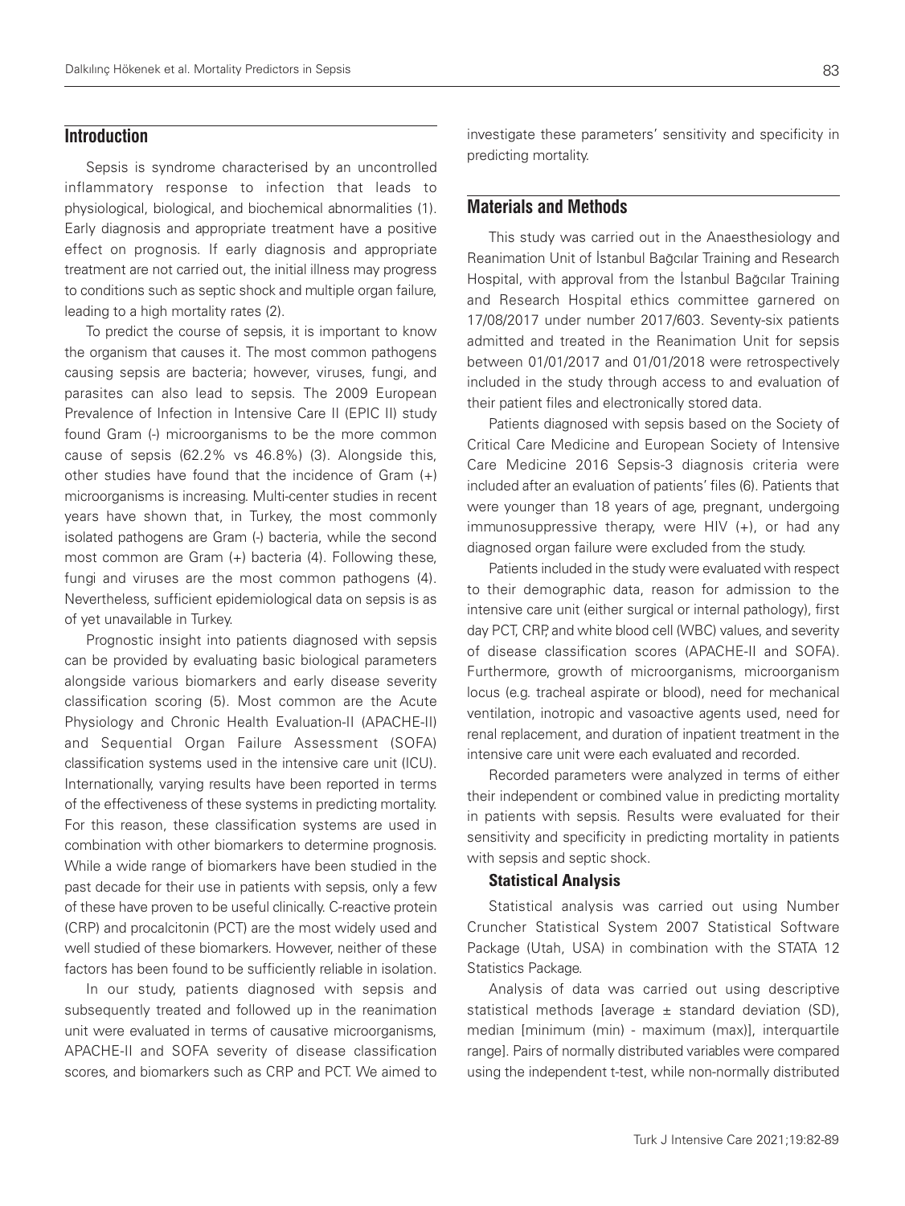## Introduction

Sepsis is syndrome characterised by an uncontrolled inflammatory response to infection that leads to physiological, biological, and biochemical abnormalities (1). Early diagnosis and appropriate treatment have a positive effect on prognosis. If early diagnosis and appropriate treatment are not carried out, the initial illness may progress to conditions such as septic shock and multiple organ failure, leading to a high mortality rates (2).

To predict the course of sepsis, it is important to know the organism that causes it. The most common pathogens causing sepsis are bacteria; however, viruses, fungi, and parasites can also lead to sepsis. The 2009 European Prevalence of Infection in Intensive Care II (EPIC II) study found Gram (-) microorganisms to be the more common cause of sepsis (62.2% vs 46.8%) (3). Alongside this, other studies have found that the incidence of Gram (+) microorganisms is increasing. Multi-center studies in recent years have shown that, in Turkey, the most commonly isolated pathogens are Gram (-) bacteria, while the second most common are Gram (+) bacteria (4). Following these, fungi and viruses are the most common pathogens (4). Nevertheless, sufficient epidemiological data on sepsis is as of yet unavailable in Turkey.

Prognostic insight into patients diagnosed with sepsis can be provided by evaluating basic biological parameters alongside various biomarkers and early disease severity classification scoring (5). Most common are the Acute Physiology and Chronic Health Evaluation-II (APACHE-II) and Sequential Organ Failure Assessment (SOFA) classification systems used in the intensive care unit (ICU). Internationally, varying results have been reported in terms of the effectiveness of these systems in predicting mortality. For this reason, these classification systems are used in combination with other biomarkers to determine prognosis. While a wide range of biomarkers have been studied in the past decade for their use in patients with sepsis, only a few of these have proven to be useful clinically. C-reactive protein (CRP) and procalcitonin (PCT) are the most widely used and well studied of these biomarkers. However, neither of these factors has been found to be sufficiently reliable in isolation.

In our study, patients diagnosed with sepsis and subsequently treated and followed up in the reanimation unit were evaluated in terms of causative microorganisms, APACHE-II and SOFA severity of disease classification scores, and biomarkers such as CRP and PCT. We aimed to investigate these parameters' sensitivity and specificity in predicting mortality.

## Materials and Methods

This study was carried out in the Anaesthesiology and Reanimation Unit of İstanbul Bağcılar Training and Research Hospital, with approval from the İstanbul Bağcılar Training and Research Hospital ethics committee garnered on 17/08/2017 under number 2017/603. Seventy-six patients admitted and treated in the Reanimation Unit for sepsis between 01/01/2017 and 01/01/2018 were retrospectively included in the study through access to and evaluation of their patient files and electronically stored data.

Patients diagnosed with sepsis based on the Society of Critical Care Medicine and European Society of Intensive Care Medicine 2016 Sepsis-3 diagnosis criteria were included after an evaluation of patients' files (6). Patients that were younger than 18 years of age, pregnant, undergoing immunosuppressive therapy, were HIV (+), or had any diagnosed organ failure were excluded from the study.

Patients included in the study were evaluated with respect to their demographic data, reason for admission to the intensive care unit (either surgical or internal pathology), first day PCT, CRP, and white blood cell (WBC) values, and severity of disease classification scores (APACHE-II and SOFA). Furthermore, growth of microorganisms, microorganism locus (e.g. tracheal aspirate or blood), need for mechanical ventilation, inotropic and vasoactive agents used, need for renal replacement, and duration of inpatient treatment in the intensive care unit were each evaluated and recorded.

Recorded parameters were analyzed in terms of either their independent or combined value in predicting mortality in patients with sepsis. Results were evaluated for their sensitivity and specificity in predicting mortality in patients with sepsis and septic shock.

### Statistical Analysis

Statistical analysis was carried out using Number Cruncher Statistical System 2007 Statistical Software Package (Utah, USA) in combination with the STATA 12 Statistics Package.

Analysis of data was carried out using descriptive statistical methods [average ± standard deviation (SD), median [minimum (min) - maximum (max)], interquartile range]. Pairs of normally distributed variables were compared using the independent t-test, while non-normally distributed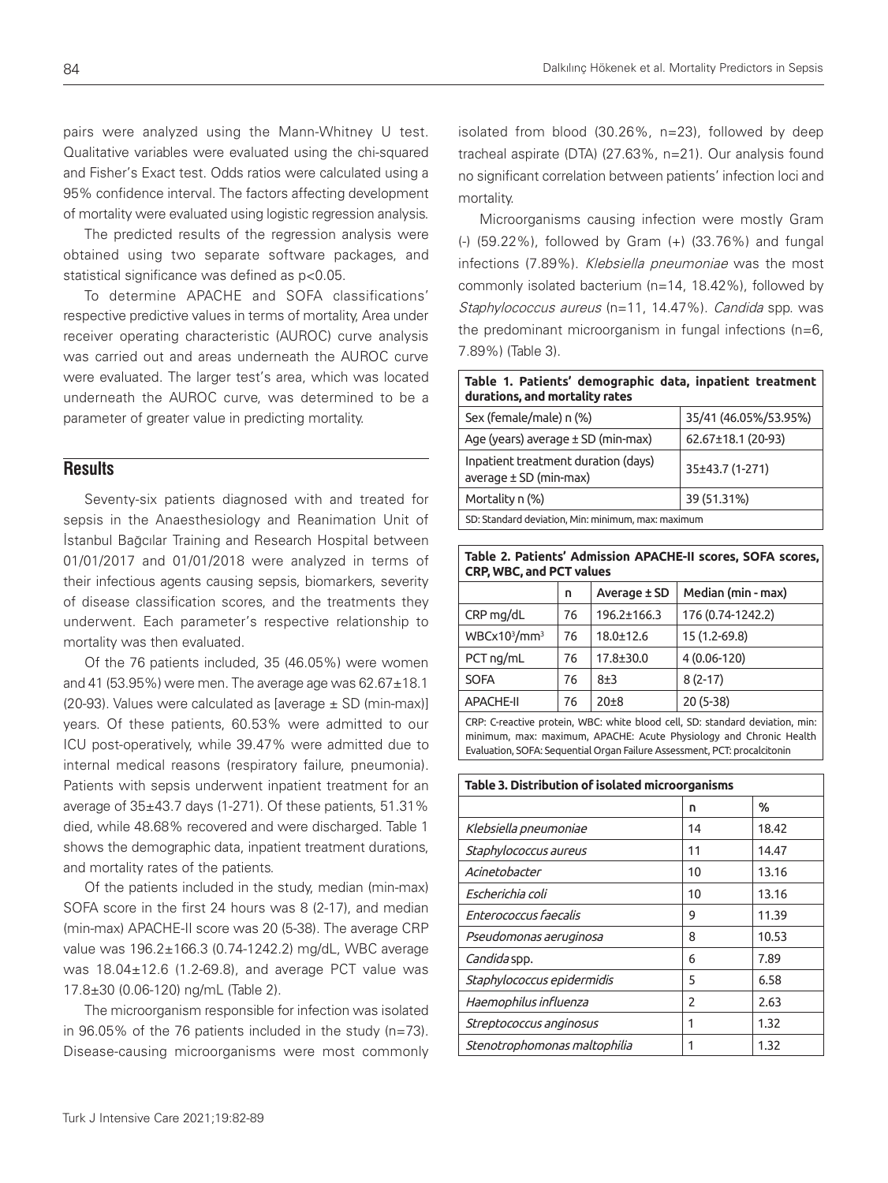pairs were analyzed using the Mann-Whitney U test. Qualitative variables were evaluated using the chi-squared and Fisher's Exact test. Odds ratios were calculated using a 95% confidence interval. The factors affecting development of mortality were evaluated using logistic regression analysis.

The predicted results of the regression analysis were obtained using two separate software packages, and statistical significance was defined as $p<0.05$.

To determine APACHE and SOFA classifications' respective predictive values in terms of mortality, Area under receiver operating characteristic (AUROC) curve analysis was carried out and areas underneath the AUROC curve were evaluated. The larger test's area, which was located underneath the AUROC curve, was determined to be a parameter of greater value in predicting mortality.

## Results

Seventy-six patients diagnosed with and treated for sepsis in the Anaesthesiology and Reanimation Unit of İstanbul Bağcılar Training and Research Hospital between 01/01/2017 and 01/01/2018 were analyzed in terms of their infectious agents causing sepsis, biomarkers, severity of disease classification scores, and the treatments they underwent. Each parameter's respective relationship to mortality was then evaluated.

Of the 76 patients included, 35 (46.05%) were women and 41 (53.95%) were men. The average age was 62.67±18.1 (20-93). Values were calculated as [average ± SD (min-max)] years. Of these patients, 60.53% were admitted to our ICU post-operatively, while 39.47% were admitted due to internal medical reasons (respiratory failure, pneumonia). Patients with sepsis underwent inpatient treatment for an average of 35±43.7 days (1-271). Of these patients, 51.31% died, while 48.68% recovered and were discharged. Table 1 shows the demographic data, inpatient treatment durations, and mortality rates of the patients.

Of the patients included in the study, median (min-max) SOFA score in the first 24 hours was 8 (2-17), and median (min-max) APACHE-II score was 20 (5-38). The average CRP value was 196.2±166.3 (0.74-1242.2) mg/dL, WBC average was 18.04±12.6 (1.2-69.8), and average PCT value was 17.8±30 (0.06-120) ng/mL (Table 2).

The microorganism responsible for infection was isolated in 96.05% of the 76 patients included in the study (n=73). Disease-causing microorganisms were most commonly isolated from blood (30.26%, n=23), followed by deep tracheal aspirate (DTA) (27.63%, n=21). Our analysis found no significant correlation between patients' infection loci and mortality.

Microorganisms causing infection were mostly Gram (-) (59.22%), followed by Gram (+) (33.76%) and fungal infections (7.89%). *Klebsiella pneumoniae* was the most commonly isolated bacterium (n=14, 18.42%), followed by *Staphylococcus aureus* (n=11, 14.47%). *Candida* spp. was the predominant microorganism in fungal infections (n=6, 7.89%) (Table 3).

**Table 1. Patients' demographic data, inpatient treatment durations, and mortality rates**

| | |
|---|---|
| Sex (female/male) n (%) | 35/41 (46.05%/53.95%) |
| Age (years) average ± SD (min-max) | 62.67±18.1 (20-93) |
| Inpatient treatment duration (days) average ± SD (min-max) | 35±43.7 (1-271) |
| Mortality n (%) | 39 (51.31%) |

SD: Standard deviation, Min: minimum, max: maximum

**Table 2. Patients' Admission APACHE-II scores, SOFA scores, CRP, WBC, and PCT values**

| | n | Average ± SD | Median (min - max) |
|---|---|---|---|
| CRP mg/dL | 76 | 196.2±166.3 | 176 (0.74-1242.2) |
| WBCx$10^3$/mm$^3$ | 76 | 18.0±12.6 | 15 (1.2-69.8) |
| PCT ng/mL | 76 | 17.8±30.0 | 4 (0.06-120) |
| SOFA | 76 | 8±3 | 8 (2-17) |
| APACHE-II | 76 | 20±8 | 20 (5-38) |

CRP: C-reactive protein, WBC: white blood cell, SD: standard deviation, min: minimum, max: maximum, APACHE: Acute Physiology and Chronic Health Evaluation, SOFA: Sequential Organ Failure Assessment, PCT: procalcitonin

**Table 3. Distribution of isolated microorganisms**

| | n | % |
|---|---|---|
| *Klebsiella pneumoniae* | 14 | 18.42 |
| *Staphylococcus aureus* | 11 | 14.47 |
| *Acinetobacter* | 10 | 13.16 |
| *Escherichia coli* | 10 | 13.16 |
| *Enterococcus faecalis* | 9 | 11.39 |
| *Pseudomonas aeruginosa* | 8 | 10.53 |
| *Candida* spp. | 6 | 7.89 |
| *Staphylococcus epidermidis* | 5 | 6.58 |
| *Haemophilus influenza* | 2 | 2.63 |
| *Streptococcus anginosus* | 1 | 1.32 |
| *Stenotrophomonas maltophilia* | 1 | 1.32 |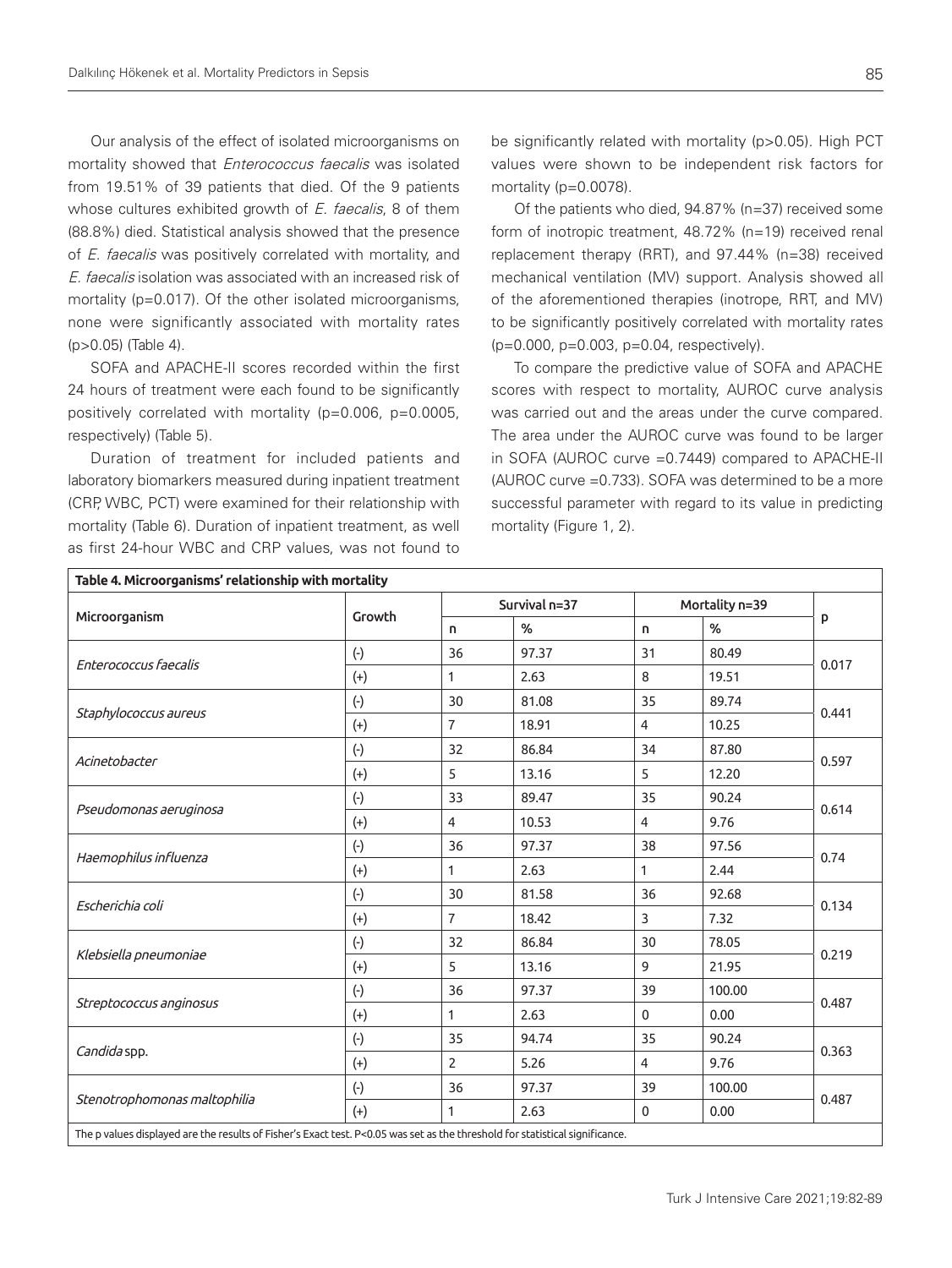Our analysis of the effect of isolated microorganisms on mortality showed that *Enterococcus faecalis* was isolated from 19.51% of 39 patients that died. Of the 9 patients whose cultures exhibited growth of *E. faecalis*, 8 of them (88.8%) died. Statistical analysis showed that the presence of *E. faecalis* was positively correlated with mortality, and *E. faecalis* isolation was associated with an increased risk of mortality (p=0.017). Of the other isolated microorganisms, none were significantly associated with mortality rates (p>0.05) (Table 4).

SOFA and APACHE-II scores recorded within the first 24 hours of treatment were each found to be significantly positively correlated with mortality (p=0.006, p=0.0005, respectively) (Table 5).

Duration of treatment for included patients and laboratory biomarkers measured during inpatient treatment (CRP, WBC, PCT) were examined for their relationship with mortality (Table 6). Duration of inpatient treatment, as well as first 24-hour WBC and CRP values, was not found to be significantly related with mortality (p>0.05). High PCT values were shown to be independent risk factors for mortality (p=0.0078).

Of the patients who died, 94.87% (n=37) received some form of inotropic treatment, 48.72% (n=19) received renal replacement therapy (RRT), and 97.44% (n=38) received mechanical ventilation (MV) support. Analysis showed all of the aforementioned therapies (inotrope, RRT, and MV) to be significantly positively correlated with mortality rates (p=0.000, p=0.003, p=0.04, respectively).

To compare the predictive value of SOFA and APACHE scores with respect to mortality, AUROC curve analysis was carried out and the areas under the curve compared. The area under the AUROC curve was found to be larger in SOFA (AUROC curve =0.7449) compared to APACHE-II (AUROC curve =0.733). SOFA was determined to be a more successful parameter with regard to its value in predicting mortality (Figure 1, 2).

**Table 4. Microorganisms' relationship with mortality**

| Microorganism | Growth | Survival n=37 | | Mortality n=39 | | p |
|---|---|---|---|---|---|---|
| | | n | % | n | % | |
| *Enterococcus faecalis* | (-) | 36 | 97.37 | 31 | 80.49 | 0.017 |
| | (+) | 1 | 2.63 | 8 | 19.51 | |
| *Staphylococcus aureus* | (-) | 30 | 81.08 | 35 | 89.74 | 0.441 |
| | (+) | 7 | 18.91 | 4 | 10.25 | |
| *Acinetobacter* | (-) | 32 | 86.84 | 34 | 87.80 | 0.597 |
| | (+) | 5 | 13.16 | 5 | 12.20 | |
| *Pseudomonas aeruginosa* | (-) | 33 | 89.47 | 35 | 90.24 | 0.614 |
| | (+) | 4 | 10.53 | 4 | 9.76 | |
| *Haemophilus influenza* | (-) | 36 | 97.37 | 38 | 97.56 | 0.74 |
| | (+) | 1 | 2.63 | 1 | 2.44 | |
| *Escherichia coli* | (-) | 30 | 81.58 | 36 | 92.68 | 0.134 |
| | (+) | 7 | 18.42 | 3 | 7.32 | |
| *Klebsiella pneumoniae* | (-) | 32 | 86.84 | 30 | 78.05 | 0.219 |
| | (+) | 5 | 13.16 | 9 | 21.95 | |
| *Streptococcus anginosus* | (-) | 36 | 97.37 | 39 | 100.00 | 0.487 |
| | (+) | 1 | 2.63 | 0 | 0.00 | |
| *Candida* spp. | (-) | 35 | 94.74 | 35 | 90.24 | 0.363 |
| | (+) | 2 | 5.26 | 4 | 9.76 | |
| *Stenotrophomonas maltophilia* | (-) | 36 | 97.37 | 39 | 100.00 | 0.487 |
| | (+) | 1 | 2.63 | 0 | 0.00 | |

The p values displayed are the results of Fisher's Exact test. P<0.05 was set as the threshold for statistical significance.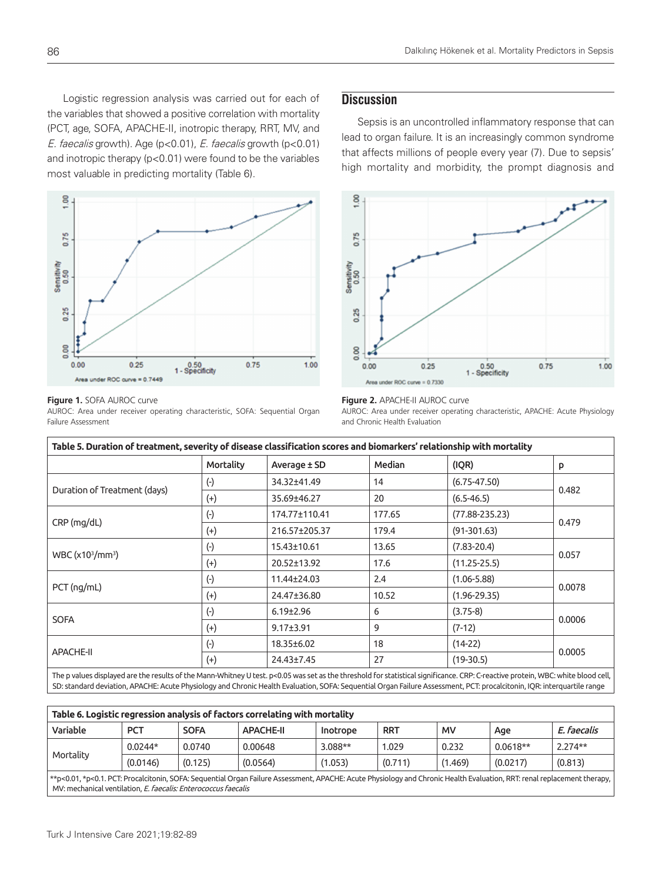Logistic regression analysis was carried out for each of the variables that showed a positive correlation with mortality (PCT, age, SOFA, APACHE-II, inotropic therapy, RRT, MV, and *E. faecalis* growth). Age ($p<0.01$), *E. faecalis* growth ($p<0.01$) and inotropic therapy ($p<0.01$) were found to be the variables most valuable in predicting mortality (Table 6).

**Figure 1.** SOFA AUROC curve
AUROC: Area under receiver operating characteristic, SOFA: Sequential Organ Failure Assessment

**Figure 2.** APACHE-II AUROC curve
AUROC: Area under receiver operating characteristic, APACHE: Acute Physiology and Chronic Health Evaluation

**Table 5. Duration of treatment, severity of disease classification scores and biomarkers' relationship with mortality**

| | Mortality | Average ± SD | Median | (IQR) | p |
|---|---|---|---|---|---|
| Duration of Treatment (days) | (-) | 34.32±41.49 | 14 | (6.75-47.50) | 0.482 |
| | (+) | 35.69±46.27 | 20 | (6.5-46.5) | |
| CRP (mg/dL) | (-) | 174.77±110.41 | 177.65 | (77.88-235.23) | 0.479 |
| | (+) | 216.57±205.37 | 179.4 | (91-301.63) | |
| WBC ($x10^3/mm^3$) | (-) | 15.43±10.61 | 13.65 | (7.83-20.4) | 0.057 |
| | (+) | 20.52±13.92 | 17.6 | (11.25-25.5) | |
| PCT (ng/mL) | (-) | 11.44±24.03 | 2.4 | (1.06-5.88) | 0.0078 |
| | (+) | 24.47±36.80 | 10.52 | (1.96-29.35) | |
| SOFA | (-) | 6.19±2.96 | 6 | (3.75-8) | 0.0006 |
| | (+) | 9.17±3.91 | 9 | (7-12) | |
| APACHE-II | (-) | 18.35±6.02 | 18 | (14-22) | 0.0005 |
| | (+) | 24.43±7.45 | 27 | (19-30.5) | |

The p values displayed are the results of the Mann-Whitney U test. p<0.05 was set as the threshold for statistical significance. CRP: C-reactive protein, WBC: white blood cell, SD: standard deviation, APACHE: Acute Physiology and Chronic Health Evaluation, SOFA: Sequential Organ Failure Assessment, PCT: procalcitonin, IQR: interquartile range

**Table 6. Logistic regression analysis of factors correlating with mortality**

| Variable | PCT | SOFA | APACHE-II | Inotrope | RRT | MV | Age | *E. faecalis* |
|---|---|---|---|---|---|---|---|---|
| Mortality | 0.0244* | 0.0740 | 0.00648 | 3.088** | 1.029 | 0.232 | 0.0618** | 2.274** |
| | (0.0146) | (0.125) | (0.0564) | (1.053) | (0.711) | (1.469) | (0.0217) | (0.813) |

**p<0.01, *p<0.1. PCT: Procalcitonin, SOFA: Sequential Organ Failure Assessment, APACHE: Acute Physiology and Chronic Health Evaluation, RRT: renal replacement therapy, MV: mechanical ventilation, *E. faecalis: Enterococcus faecalis*

## Discussion

Sepsis is an uncontrolled inflammatory response that can lead to organ failure. It is an increasingly common syndrome that affects millions of people every year (7). Due to sepsis' high mortality and morbidity, the prompt diagnosis and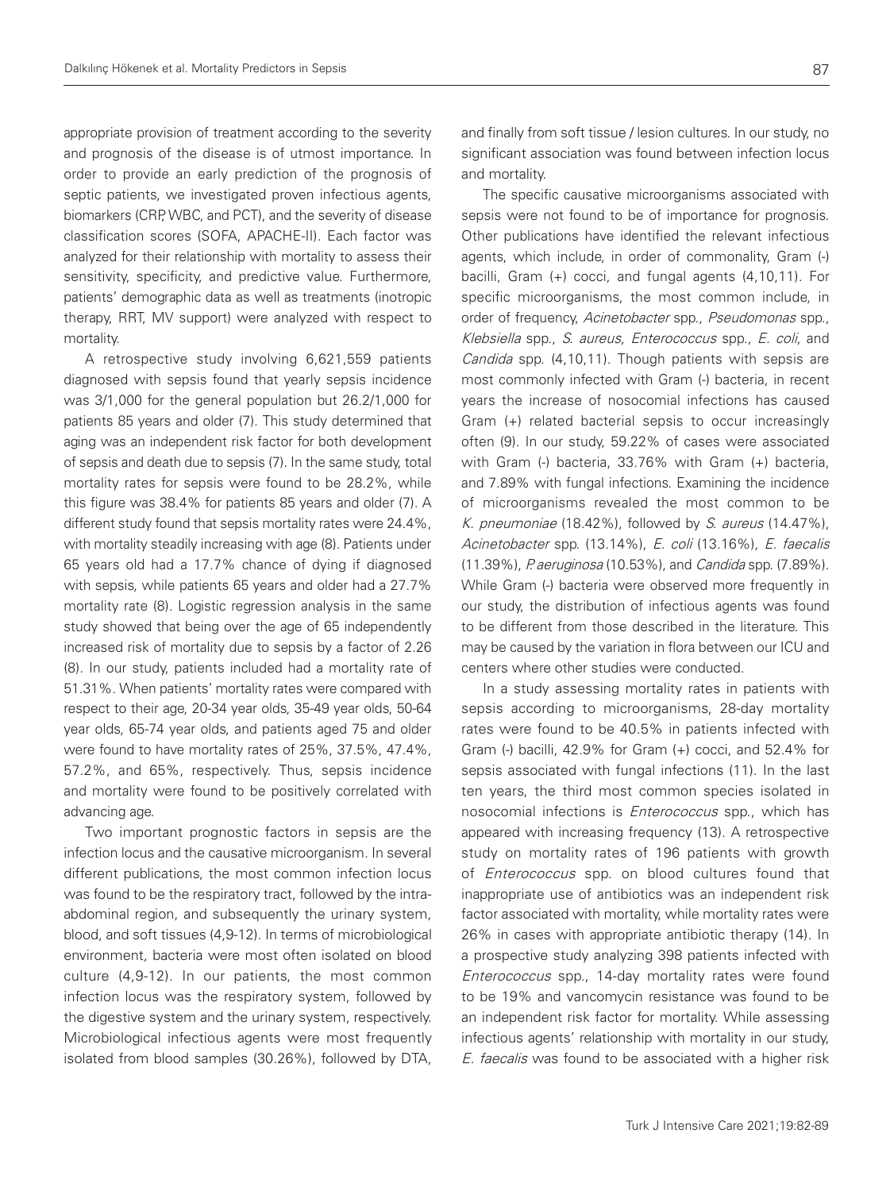appropriate provision of treatment according to the severity and prognosis of the disease is of utmost importance. In order to provide an early prediction of the prognosis of septic patients, we investigated proven infectious agents, biomarkers (CRP, WBC, and PCT), and the severity of disease classification scores (SOFA, APACHE-II). Each factor was analyzed for their relationship with mortality to assess their sensitivity, specificity, and predictive value. Furthermore, patients' demographic data as well as treatments (inotropic therapy, RRT, MV support) were analyzed with respect to mortality.

A retrospective study involving 6,621,559 patients diagnosed with sepsis found that yearly sepsis incidence was 3/1,000 for the general population but 26.2/1,000 for patients 85 years and older (7). This study determined that aging was an independent risk factor for both development of sepsis and death due to sepsis (7). In the same study, total mortality rates for sepsis were found to be 28.2%, while this figure was 38.4% for patients 85 years and older (7). A different study found that sepsis mortality rates were 24.4%, with mortality steadily increasing with age (8). Patients under 65 years old had a 17.7% chance of dying if diagnosed with sepsis, while patients 65 years and older had a 27.7% mortality rate (8). Logistic regression analysis in the same study showed that being over the age of 65 independently increased risk of mortality due to sepsis by a factor of 2.26 (8). In our study, patients included had a mortality rate of 51.31%. When patients' mortality rates were compared with respect to their age, 20-34 year olds, 35-49 year olds, 50-64 year olds, 65-74 year olds, and patients aged 75 and older were found to have mortality rates of 25%, 37.5%, 47.4%, 57.2%, and 65%, respectively. Thus, sepsis incidence and mortality were found to be positively correlated with advancing age.

Two important prognostic factors in sepsis are the infection locus and the causative microorganism. In several different publications, the most common infection locus was found to be the respiratory tract, followed by the intra-abdominal region, and subsequently the urinary system, blood, and soft tissues (4,9-12). In terms of microbiological environment, bacteria were most often isolated on blood culture (4,9-12). In our patients, the most common infection locus was the respiratory system, followed by the digestive system and the urinary system, respectively. Microbiological infectious agents were most frequently isolated from blood samples (30.26%), followed by DTA, and finally from soft tissue / lesion cultures. In our study, no significant association was found between infection locus and mortality.

The specific causative microorganisms associated with sepsis were not found to be of importance for prognosis. Other publications have identified the relevant infectious agents, which include, in order of commonality, Gram (-) bacilli, Gram (+) cocci, and fungal agents (4,10,11). For specific microorganisms, the most common include, in order of frequency, *Acinetobacter* spp., *Pseudomonas* spp., *Klebsiella* spp., *S. aureus*, *Enterococcus* spp., *E. coli*, and *Candida* spp. (4,10,11). Though patients with sepsis are most commonly infected with Gram (-) bacteria, in recent years the increase of nosocomial infections has caused Gram (+) related bacterial sepsis to occur increasingly often (9). In our study, 59.22% of cases were associated with Gram (-) bacteria, 33.76% with Gram (+) bacteria, and 7.89% with fungal infections. Examining the incidence of microorganisms revealed the most common to be *K. pneumoniae* (18.42%), followed by *S. aureus* (14.47%), *Acinetobacter* spp. (13.14%), *E. coli* (13.16%), *E. faecalis* (11.39%), *P. aeruginosa* (10.53%), and *Candida* spp. (7.89%). While Gram (-) bacteria were observed more frequently in our study, the distribution of infectious agents was found to be different from those described in the literature. This may be caused by the variation in flora between our ICU and centers where other studies were conducted.

In a study assessing mortality rates in patients with sepsis according to microorganisms, 28-day mortality rates were found to be 40.5% in patients infected with Gram (-) bacilli, 42.9% for Gram (+) cocci, and 52.4% for sepsis associated with fungal infections (11). In the last ten years, the third most common species isolated in nosocomial infections is *Enterococcus* spp., which has appeared with increasing frequency (13). A retrospective study on mortality rates of 196 patients with growth of *Enterococcus* spp. on blood cultures found that inappropriate use of antibiotics was an independent risk factor associated with mortality, while mortality rates were 26% in cases with appropriate antibiotic therapy (14). In a prospective study analyzing 398 patients infected with *Enterococcus* spp., 14-day mortality rates were found to be 19% and vancomycin resistance was found to be an independent risk factor for mortality. While assessing infectious agents' relationship with mortality in our study, *E. faecalis* was found to be associated with a higher risk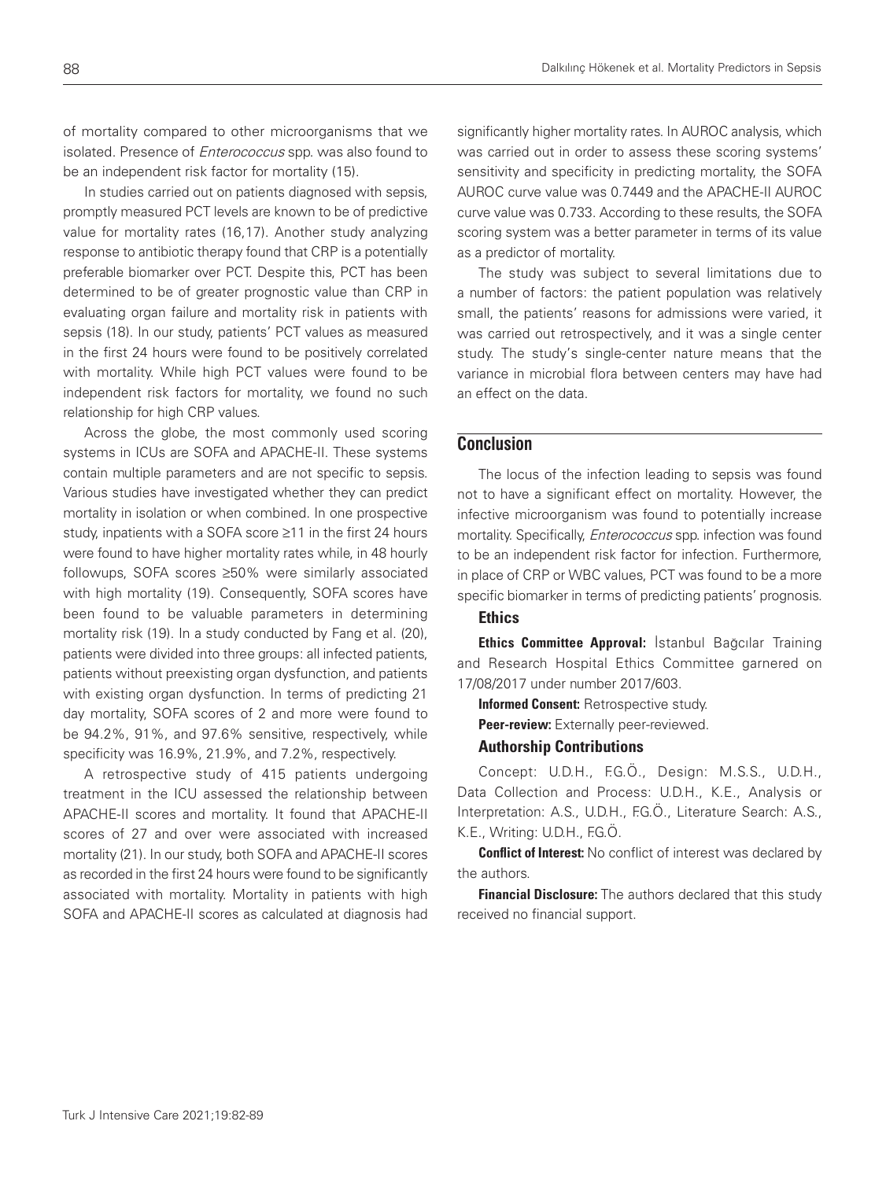of mortality compared to other microorganisms that we isolated. Presence of *Enterococcus* spp. was also found to be an independent risk factor for mortality (15).

In studies carried out on patients diagnosed with sepsis, promptly measured PCT levels are known to be of predictive value for mortality rates (16,17). Another study analyzing response to antibiotic therapy found that CRP is a potentially preferable biomarker over PCT. Despite this, PCT has been determined to be of greater prognostic value than CRP in evaluating organ failure and mortality risk in patients with sepsis (18). In our study, patients' PCT values as measured in the first 24 hours were found to be positively correlated with mortality. While high PCT values were found to be independent risk factors for mortality, we found no such relationship for high CRP values.

Across the globe, the most commonly used scoring systems in ICUs are SOFA and APACHE-II. These systems contain multiple parameters and are not specific to sepsis. Various studies have investigated whether they can predict mortality in isolation or when combined. In one prospective study, inpatients with a SOFA score ≥11 in the first 24 hours were found to have higher mortality rates while, in 48 hourly followups, SOFA scores ≥50% were similarly associated with high mortality (19). Consequently, SOFA scores have been found to be valuable parameters in determining mortality risk (19). In a study conducted by Fang et al. (20), patients were divided into three groups: all infected patients, patients without preexisting organ dysfunction, and patients with existing organ dysfunction. In terms of predicting 21 day mortality, SOFA scores of 2 and more were found to be 94.2%, 91%, and 97.6% sensitive, respectively, while specificity was 16.9%, 21.9%, and 7.2%, respectively.

A retrospective study of 415 patients undergoing treatment in the ICU assessed the relationship between APACHE-II scores and mortality. It found that APACHE-II scores of 27 and over were associated with increased mortality (21). In our study, both SOFA and APACHE-II scores as recorded in the first 24 hours were found to be significantly associated with mortality. Mortality in patients with high SOFA and APACHE-II scores as calculated at diagnosis had significantly higher mortality rates. In AUROC analysis, which was carried out in order to assess these scoring systems' sensitivity and specificity in predicting mortality, the SOFA AUROC curve value was 0.7449 and the APACHE-II AUROC curve value was 0.733. According to these results, the SOFA scoring system was a better parameter in terms of its value as a predictor of mortality.

The study was subject to several limitations due to a number of factors: the patient population was relatively small, the patients' reasons for admissions were varied, it was carried out retrospectively, and it was a single center study. The study's single-center nature means that the variance in microbial flora between centers may have had an effect on the data.

## Conclusion

The locus of the infection leading to sepsis was found not to have a significant effect on mortality. However, the infective microorganism was found to potentially increase mortality. Specifically, *Enterococcus* spp. infection was found to be an independent risk factor for infection. Furthermore, in place of CRP or WBC values, PCT was found to be a more specific biomarker in terms of predicting patients' prognosis.

### Ethics

**Ethics Committee Approval:** İstanbul Bağcılar Training and Research Hospital Ethics Committee garnered on 17/08/2017 under number 2017/603.

**Informed Consent:** Retrospective study.

**Peer-review:** Externally peer-reviewed.

### Authorship Contributions

Concept: U.D.H., F.G.Ö., Design: M.S.S., U.D.H., Data Collection and Process: U.D.H., K.E., Analysis or Interpretation: A.S., U.D.H., F.G.Ö., Literature Search: A.S., K.E., Writing: U.D.H., F.G.Ö.

**Conflict of Interest:** No conflict of interest was declared by the authors.

**Financial Disclosure:** The authors declared that this study received no financial support.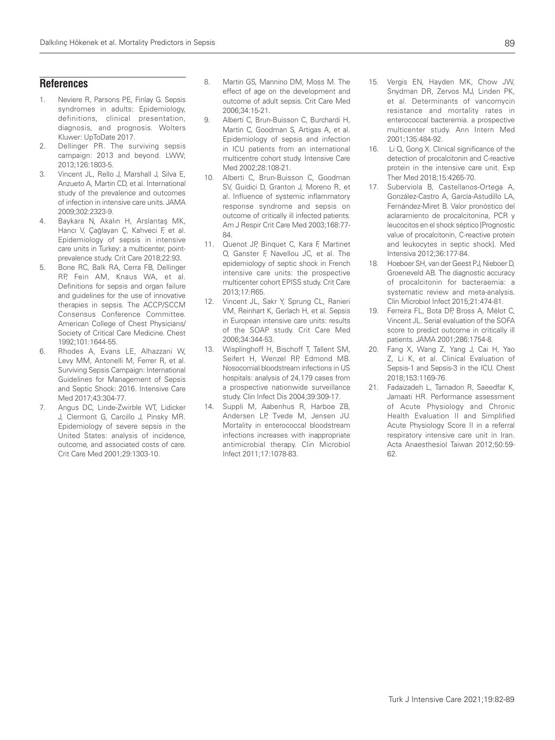## References

1. Neviere R, Parsons PE, Finlay G. Sepsis syndromes in adults: Epidemiology, definitions, clinical presentation, diagnosis, and prognosis. Wolters Kluwer: UpToDate 2017.
2. Dellinger PR. The surviving sepsis campaign: 2013 and beyond. LWW; 2013;126:1803-5.
3. Vincent JL, Rello J, Marshall J, Silva E, Anzueto A, Martin CD, et al. International study of the prevalence and outcomes of infection in intensive care units. JAMA 2009;302:2323-9.
4. Baykara N, Akalın H, Arslantaş MK, Hancı V, Çağlayan Ç, Kahveci F, et al. Epidemiology of sepsis in intensive care units in Turkey: a multicenter, point-prevalence study. Crit Care 2018;22:93.
5. Bone RC, Balk RA, Cerra FB, Dellinger RP, Fein AM, Knaus WA, et al. Definitions for sepsis and organ failure and guidelines for the use of innovative therapies in sepsis. The ACCP/SCCM Consensus Conference Committee. American College of Chest Physicians/ Society of Critical Care Medicine. Chest 1992;101:1644-55.
6. Rhodes A, Evans LE, Alhazzani W, Levy MM, Antonelli M, Ferrer R, et al. Surviving Sepsis Campaign: International Guidelines for Management of Sepsis and Septic Shock: 2016. Intensive Care Med 2017;43:304-77.
7. Angus DC, Linde-Zwirble WT, Lidicker J, Clermont G, Carcillo J, Pinsky MR. Epidemiology of severe sepsis in the United States: analysis of incidence, outcome, and associated costs of care. Crit Care Med 2001;29:1303-10.
8. Martin GS, Mannino DM, Moss M. The effect of age on the development and outcome of adult sepsis. Crit Care Med 2006;34:15-21.
9. Alberti C, Brun-Buisson C, Burchardi H, Martin C, Goodman S, Artigas A, et al. Epidemiology of sepsis and infection in ICU patients from an international multicentre cohort study. Intensive Care Med 2002;28:108-21.
10. Alberti C, Brun-Buisson C, Goodman SV, Guidici D, Granton J, Moreno R, et al. Influence of systemic inflammatory response syndrome and sepsis on outcome of critically ill infected patients. Am J Respir Crit Care Med 2003;168:77-84.
11. Quenot JP, Binquet C, Kara F, Martinet O, Ganster F, Navellou JC, et al. The epidemiology of septic shock in French intensive care units: the prospective multicenter cohort EPISS study. Crit Care 2013;17:R65.
12. Vincent JL, Sakr Y, Sprung CL, Ranieri VM, Reinhart K, Gerlach H, et al. Sepsis in European intensive care units: results of the SOAP study. Crit Care Med 2006;34:344-53.
13. Wisplinghoff H, Bischoff T, Tallent SM, Seifert H, Wenzel RP, Edmond MB. Nosocomial bloodstream infections in US hospitals: analysis of 24,179 cases from a prospective nationwide surveillance study. Clin Infect Dis 2004;39:309-17.
14. Suppli M, Aabenhus R, Harboe ZB, Andersen LP, Tvede M, Jensen JU. Mortality in enterococcal bloodstream infections increases with inappropriate antimicrobial therapy. Clin Microbiol Infect 2011;17:1078-83.
15. Vergis EN, Hayden MK, Chow JW, Snydman DR, Zervos MJ, Linden PK, et al. Determinants of vancomycin resistance and mortality rates in enterococcal bacteremia. a prospective multicenter study. Ann Intern Med 2001;135:484-92.
16. Li Q, Gong X. Clinical significance of the detection of procalcitonin and C-reactive protein in the intensive care unit. Exp Ther Med 2018;15:4265-70.
17. Suberviola B, Castellanos-Ortega A, González-Castro A, García-Astudillo LA, Fernández-Miret B. Valor pronóstico del aclaramiento de procalcitonina, PCR y leucocitos en el shock séptico [Prognostic value of procalcitonin, C-reactive protein and leukocytes in septic shock]. Med Intensiva 2012;36:177-84.
18. Hoeboer SH, van der Geest PJ, Nieboer D, Groeneveld AB. The diagnostic accuracy of procalcitonin for bacteraemia: a systematic review and meta-analysis. Clin Microbiol Infect 2015;21:474-81.
19. Ferreira FL, Bota DP, Bross A, Mélot C, Vincent JL. Serial evaluation of the SOFA score to predict outcome in critically ill patients. JAMA 2001;286:1754-8.
20. Fang X, Wang Z, Yang J, Cai H, Yao Z, Li K, et al. Clinical Evaluation of Sepsis-1 and Sepsis-3 in the ICU. Chest 2018;153:1169-76.
21. Fadaizadeh L, Tamadon R, Saeedfar K, Jamaati HR. Performance assessment of Acute Physiology and Chronic Health Evaluation II and Simplified Acute Physiology Score II in a referral respiratory intensive care unit in Iran. Acta Anaesthesiol Taiwan 2012;50:59-62.